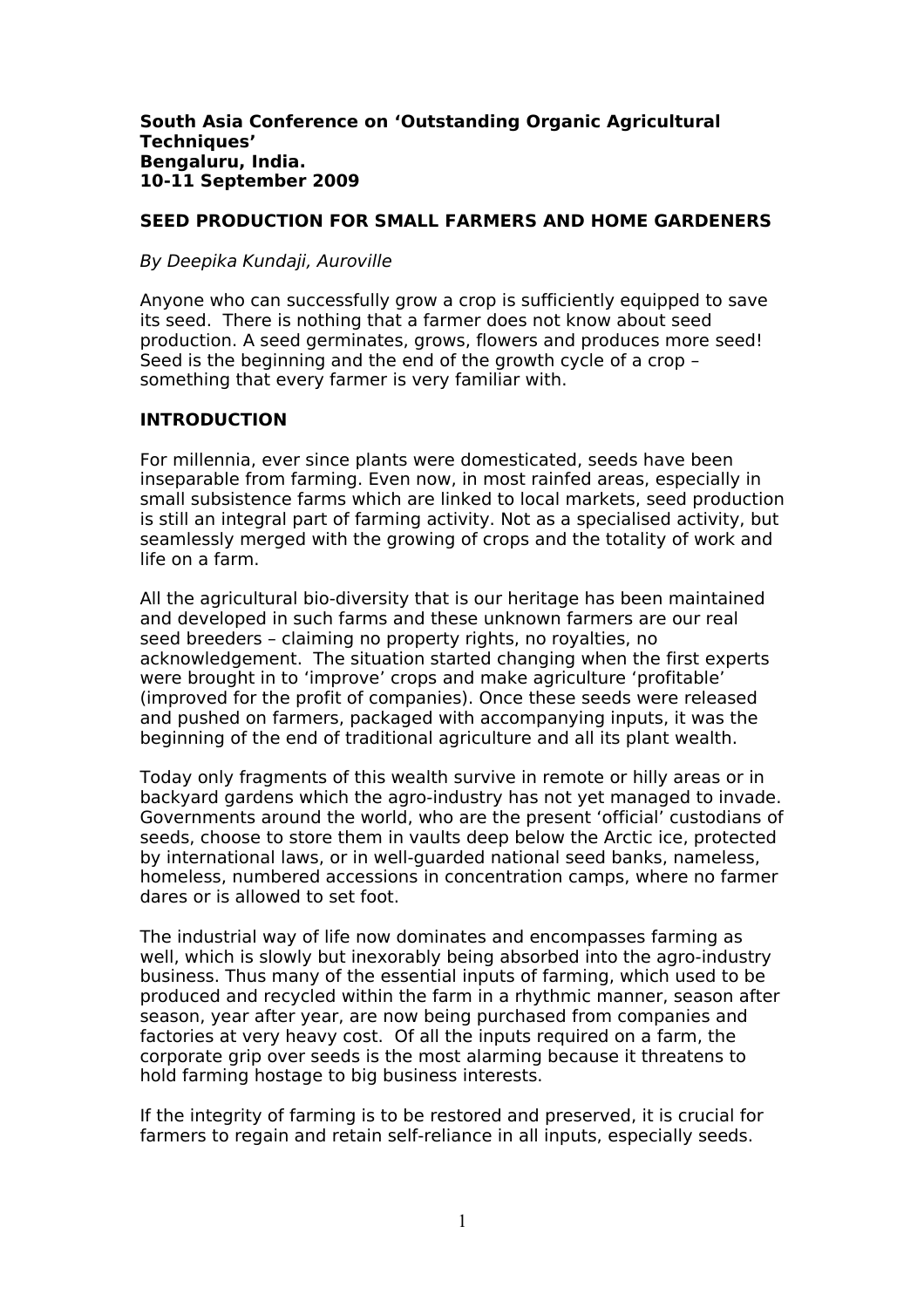**South Asia Conference on 'Outstanding Organic Agricultural Techniques'**
**Bengaluru, India.**
**10-11 September 2009**

# SEED PRODUCTION FOR SMALL FARMERS AND HOME GARDENERS

*By Deepika Kundaji, Auroville*

Anyone who can successfully grow a crop is sufficiently equipped to save its seed. There is nothing that a farmer does not know about seed production. A seed germinates, grows, flowers and produces more seed! Seed is the beginning and the end of the growth cycle of a crop – something that every farmer is very familiar with.

## INTRODUCTION

For millennia, ever since plants were domesticated, seeds have been inseparable from farming. Even now, in most rainfed areas, especially in small subsistence farms which are linked to local markets, seed production is still an integral part of farming activity. Not as a specialised activity, but seamlessly merged with the growing of crops and the totality of work and life on a farm.

All the agricultural bio-diversity that is our heritage has been maintained and developed in such farms and these unknown farmers are our real seed breeders – claiming no property rights, no royalties, no acknowledgement. The situation started changing when the first experts were brought in to 'improve' crops and make agriculture 'profitable' (improved for the profit of companies). Once these seeds were released and pushed on farmers, packaged with accompanying inputs, it was the beginning of the end of traditional agriculture and all its plant wealth.

Today only fragments of this wealth survive in remote or hilly areas or in backyard gardens which the agro-industry has not yet managed to invade. Governments around the world, who are the present 'official' custodians of seeds, choose to store them in vaults deep below the Arctic ice, protected by international laws, or in well-guarded national seed banks, nameless, homeless, numbered accessions in concentration camps, where no farmer dares or is allowed to set foot.

The industrial way of life now dominates and encompasses farming as well, which is slowly but inexorably being absorbed into the agro-industry business. Thus many of the essential inputs of farming, which used to be produced and recycled within the farm in a rhythmic manner, season after season, year after year, are now being purchased from companies and factories at very heavy cost. Of all the inputs required on a farm, the corporate grip over seeds is the most alarming because it threatens to hold farming hostage to big business interests.

If the integrity of farming is to be restored and preserved, it is crucial for farmers to regain and retain self-reliance in all inputs, especially seeds.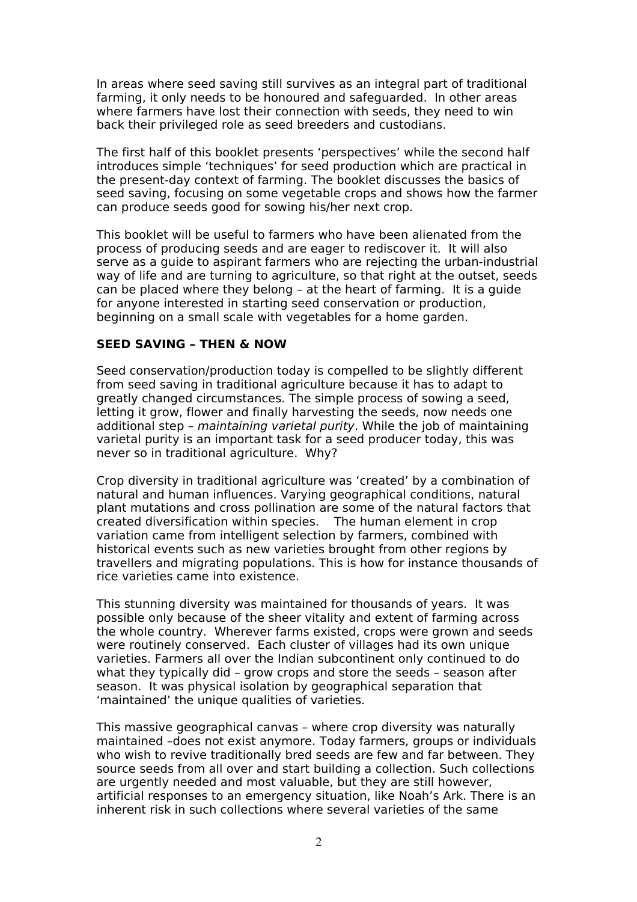In areas where seed saving still survives as an integral part of traditional farming, it only needs to be honoured and safeguarded. In other areas where farmers have lost their connection with seeds, they need to win back their privileged role as seed breeders and custodians.

The first half of this booklet presents 'perspectives' while the second half introduces simple 'techniques' for seed production which are practical in the present-day context of farming. The booklet discusses the basics of seed saving, focusing on some vegetable crops and shows how the farmer can produce seeds good for sowing his/her next crop.

This booklet will be useful to farmers who have been alienated from the process of producing seeds and are eager to rediscover it. It will also serve as a guide to aspirant farmers who are rejecting the urban-industrial way of life and are turning to agriculture, so that right at the outset, seeds can be placed where they belong – at the heart of farming. It is a guide for anyone interested in starting seed conservation or production, beginning on a small scale with vegetables for a home garden.

**SEED SAVING – THEN & NOW**

Seed conservation/production today is compelled to be slightly different from seed saving in traditional agriculture because it has to adapt to greatly changed circumstances. The simple process of sowing a seed, letting it grow, flower and finally harvesting the seeds, now needs one additional step – *maintaining varietal purity*. While the job of maintaining varietal purity is an important task for a seed producer today, this was never so in traditional agriculture. Why?

Crop diversity in traditional agriculture was 'created' by a combination of natural and human influences. Varying geographical conditions, natural plant mutations and cross pollination are some of the natural factors that created diversification within species. The human element in crop variation came from intelligent selection by farmers, combined with historical events such as new varieties brought from other regions by travellers and migrating populations. This is how for instance thousands of rice varieties came into existence.

This stunning diversity was maintained for thousands of years. It was possible only because of the sheer vitality and extent of farming across the whole country. Wherever farms existed, crops were grown and seeds were routinely conserved. Each cluster of villages had its own unique varieties. Farmers all over the Indian subcontinent only continued to do what they typically did – grow crops and store the seeds – season after season. It was physical isolation by geographical separation that 'maintained' the unique qualities of varieties.

This massive geographical canvas – where crop diversity was naturally maintained –does not exist anymore. Today farmers, groups or individuals who wish to revive traditionally bred seeds are few and far between. They source seeds from all over and start building a collection. Such collections are urgently needed and most valuable, but they are still however, artificial responses to an emergency situation, like Noah's Ark. There is an inherent risk in such collections where several varieties of the same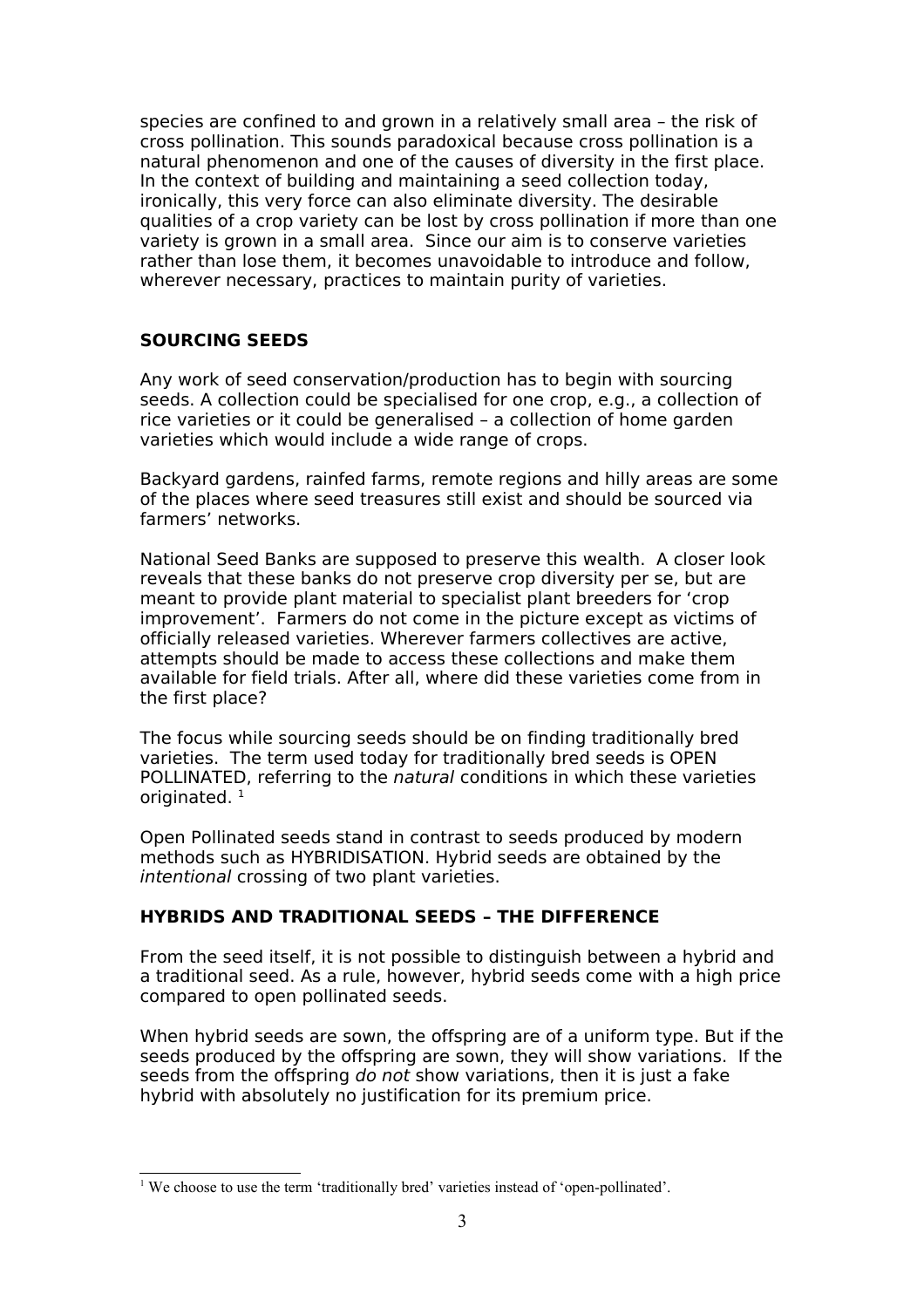species are confined to and grown in a relatively small area – the risk of cross pollination. This sounds paradoxical because cross pollination is a natural phenomenon and one of the causes of diversity in the first place. In the context of building and maintaining a seed collection today, ironically, this very force can also eliminate diversity. The desirable qualities of a crop variety can be lost by cross pollination if more than one variety is grown in a small area. Since our aim is to conserve varieties rather than lose them, it becomes unavoidable to introduce and follow, wherever necessary, practices to maintain purity of varieties.

## SOURCING SEEDS

Any work of seed conservation/production has to begin with sourcing seeds. A collection could be specialised for one crop, e.g., a collection of rice varieties or it could be generalised – a collection of home garden varieties which would include a wide range of crops.

Backyard gardens, rainfed farms, remote regions and hilly areas are some of the places where seed treasures still exist and should be sourced via farmers' networks.

National Seed Banks are supposed to preserve this wealth. A closer look reveals that these banks do not preserve crop diversity per se, but are meant to provide plant material to specialist plant breeders for 'crop improvement'. Farmers do not come in the picture except as victims of officially released varieties. Wherever farmers collectives are active, attempts should be made to access these collections and make them available for field trials. After all, where did these varieties come from in the first place?

The focus while sourcing seeds should be on finding traditionally bred varieties. The term used today for traditionally bred seeds is OPEN POLLINATED, referring to the *natural* conditions in which these varieties originated. [1]

Open Pollinated seeds stand in contrast to seeds produced by modern methods such as HYBRIDISATION. Hybrid seeds are obtained by the *intentional* crossing of two plant varieties.

## HYBRIDS AND TRADITIONAL SEEDS – THE DIFFERENCE

From the seed itself, it is not possible to distinguish between a hybrid and a traditional seed. As a rule, however, hybrid seeds come with a high price compared to open pollinated seeds.

When hybrid seeds are sown, the offspring are of a uniform type. But if the seeds produced by the offspring are sown, they will show variations. If the seeds from the offspring *do not* show variations, then it is just a fake hybrid with absolutely no justification for its premium price.

[1] We choose to use the term 'traditionally bred' varieties instead of 'open-pollinated'.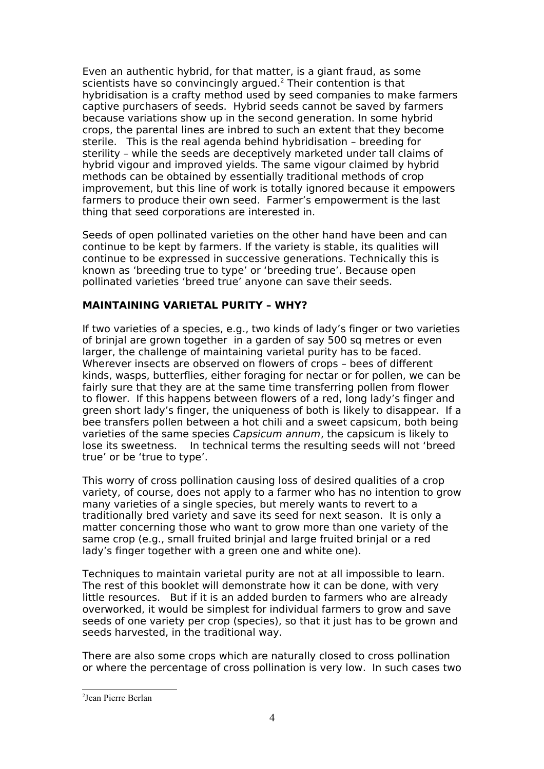Even an authentic hybrid, for that matter, is a giant fraud, as some scientists have so convincingly argued.[2] Their contention is that hybridisation is a crafty method used by seed companies to make farmers captive purchasers of seeds. Hybrid seeds cannot be saved by farmers because variations show up in the second generation. In some hybrid crops, the parental lines are inbred to such an extent that they become sterile. This is the real agenda behind hybridisation – breeding for sterility – while the seeds are deceptively marketed under tall claims of hybrid vigour and improved yields. The same vigour claimed by hybrid methods can be obtained by essentially traditional methods of crop improvement, but this line of work is totally ignored because it empowers farmers to produce their own seed. Farmer's empowerment is the last thing that seed corporations are interested in.

Seeds of open pollinated varieties on the other hand have been and can continue to be kept by farmers. If the variety is stable, its qualities will continue to be expressed in successive generations. Technically this is known as 'breeding true to type' or 'breeding true'. Because open pollinated varieties 'breed true' anyone can save their seeds.

**MAINTAINING VARIETAL PURITY – WHY?**

If two varieties of a species, e.g., two kinds of lady's finger or two varieties of brinjal are grown together in a garden of say 500 sq metres or even larger, the challenge of maintaining varietal purity has to be faced. Wherever insects are observed on flowers of crops – bees of different kinds, wasps, butterflies, either foraging for nectar or for pollen, we can be fairly sure that they are at the same time transferring pollen from flower to flower. If this happens between flowers of a red, long lady's finger and green short lady's finger, the uniqueness of both is likely to disappear. If a bee transfers pollen between a hot chili and a sweet capsicum, both being varieties of the same species *Capsicum annum*, the capsicum is likely to lose its sweetness. In technical terms the resulting seeds will not 'breed true' or be 'true to type'.

This worry of cross pollination causing loss of desired qualities of a crop variety, of course, does not apply to a farmer who has no intention to grow many varieties of a single species, but merely wants to revert to a traditionally bred variety and save its seed for next season. It is only a matter concerning those who want to grow more than one variety of the same crop (e.g., small fruited brinjal and large fruited brinjal or a red lady's finger together with a green one and white one).

Techniques to maintain varietal purity are not at all impossible to learn. The rest of this booklet will demonstrate how it can be done, with very little resources. But if it is an added burden to farmers who are already overworked, it would be simplest for individual farmers to grow and save seeds of one variety per crop (species), so that it just has to be grown and seeds harvested, in the traditional way.

There are also some crops which are naturally closed to cross pollination or where the percentage of cross pollination is very low. In such cases two

---

[2] Jean Pierre Berlan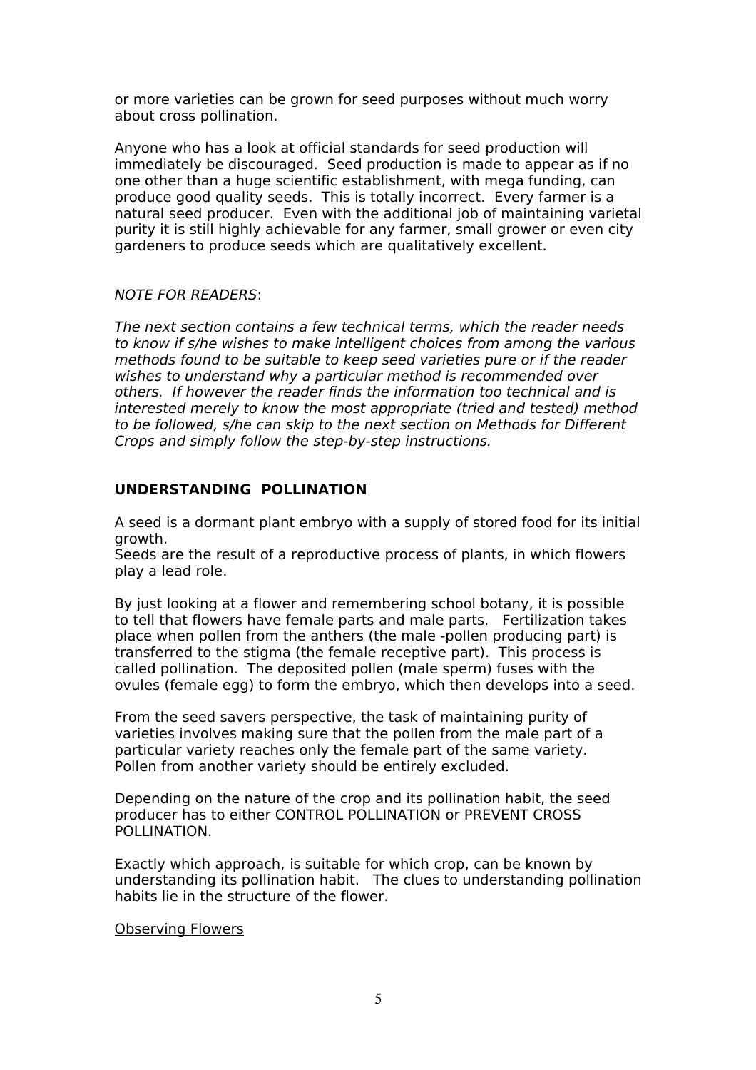or more varieties can be grown for seed purposes without much worry about cross pollination.

Anyone who has a look at official standards for seed production will immediately be discouraged. Seed production is made to appear as if no one other than a huge scientific establishment, with mega funding, can produce good quality seeds. This is totally incorrect. Every farmer is a natural seed producer. Even with the additional job of maintaining varietal purity it is still highly achievable for any farmer, small grower or even city gardeners to produce seeds which are qualitatively excellent.

*NOTE FOR READERS*:

*The next section contains a few technical terms, which the reader needs to know if s/he wishes to make intelligent choices from among the various methods found to be suitable to keep seed varieties pure or if the reader wishes to understand why a particular method is recommended over others. If however the reader finds the information too technical and is interested merely to know the most appropriate (tried and tested) method to be followed, s/he can skip to the next section on Methods for Different Crops and simply follow the step-by-step instructions.*

## UNDERSTANDING POLLINATION

A seed is a dormant plant embryo with a supply of stored food for its initial growth.
Seeds are the result of a reproductive process of plants, in which flowers play a lead role.

By just looking at a flower and remembering school botany, it is possible to tell that flowers have female parts and male parts. Fertilization takes place when pollen from the anthers (the male -pollen producing part) is transferred to the stigma (the female receptive part). This process is called pollination. The deposited pollen (male sperm) fuses with the ovules (female egg) to form the embryo, which then develops into a seed.

From the seed savers perspective, the task of maintaining purity of varieties involves making sure that the pollen from the male part of a particular variety reaches only the female part of the same variety. Pollen from another variety should be entirely excluded.

Depending on the nature of the crop and its pollination habit, the seed producer has to either CONTROL POLLINATION or PREVENT CROSS POLLINATION.

Exactly which approach, is suitable for which crop, can be known by understanding its pollination habit. The clues to understanding pollination habits lie in the structure of the flower.

<u>Observing Flowers</u>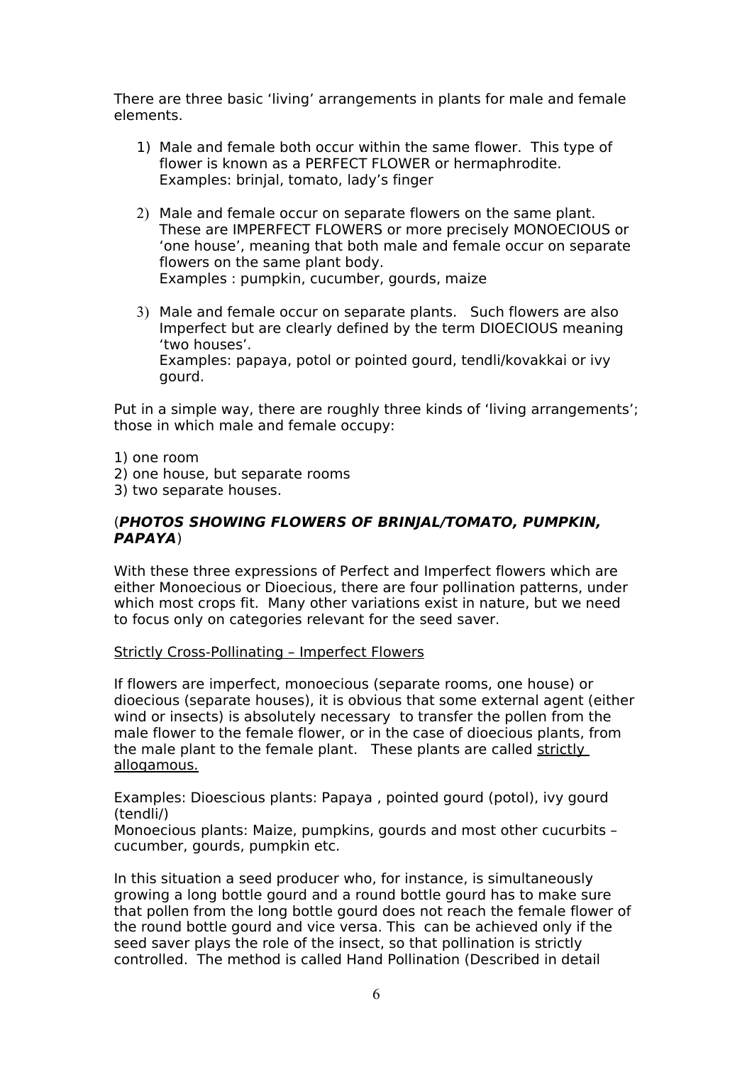There are three basic 'living' arrangements in plants for male and female elements.

1) Male and female both occur within the same flower. This type of flower is known as a PERFECT FLOWER or hermaphrodite. Examples: brinjal, tomato, lady's finger

2) Male and female occur on separate flowers on the same plant. These are IMPERFECT FLOWERS or more precisely MONOECIOUS or 'one house', meaning that both male and female occur on separate flowers on the same plant body. Examples : pumpkin, cucumber, gourds, maize

3) Male and female occur on separate plants. Such flowers are also Imperfect but are clearly defined by the term DIOECIOUS meaning 'two houses'. Examples: papaya, potol or pointed gourd, tendli/kovakkai or ivy gourd.

Put in a simple way, there are roughly three kinds of 'living arrangements'; those in which male and female occupy:

1) one room
2) one house, but separate rooms
3) two separate houses.

(***PHOTOS SHOWING FLOWERS OF BRINJAL/TOMATO, PUMPKIN, PAPAYA***)

With these three expressions of Perfect and Imperfect flowers which are either Monoecious or Dioecious, there are four pollination patterns, under which most crops fit. Many other variations exist in nature, but we need to focus only on categories relevant for the seed saver.

<u>Strictly Cross-Pollinating – Imperfect Flowers</u>

If flowers are imperfect, monoecious (separate rooms, one house) or dioecious (separate houses), it is obvious that some external agent (either wind or insects) is absolutely necessary to transfer the pollen from the male flower to the female flower, or in the case of dioecious plants, from the male plant to the female plant. These plants are called <u>strictly allogamous.</u>

Examples: Dioescious plants: Papaya , pointed gourd (potol), ivy gourd (tendli/)
Monoecious plants: Maize, pumpkins, gourds and most other cucurbits – cucumber, gourds, pumpkin etc.

In this situation a seed producer who, for instance, is simultaneously growing a long bottle gourd and a round bottle gourd has to make sure that pollen from the long bottle gourd does not reach the female flower of the round bottle gourd and vice versa. This can be achieved only if the seed saver plays the role of the insect, so that pollination is strictly controlled. The method is called Hand Pollination (Described in detail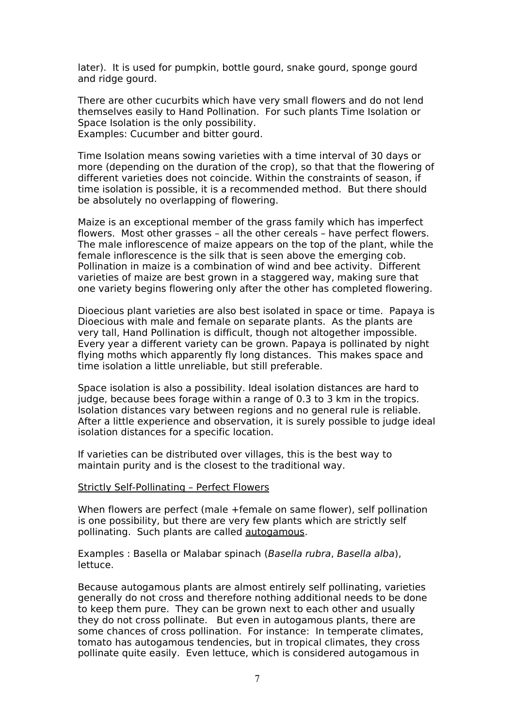later). It is used for pumpkin, bottle gourd, snake gourd, sponge gourd and ridge gourd.

There are other cucurbits which have very small flowers and do not lend themselves easily to Hand Pollination. For such plants Time Isolation or Space Isolation is the only possibility.
Examples: Cucumber and bitter gourd.

Time Isolation means sowing varieties with a time interval of 30 days or more (depending on the duration of the crop), so that that the flowering of different varieties does not coincide. Within the constraints of season, if time isolation is possible, it is a recommended method. But there should be absolutely no overlapping of flowering.

Maize is an exceptional member of the grass family which has imperfect flowers. Most other grasses – all the other cereals – have perfect flowers. The male inflorescence of maize appears on the top of the plant, while the female inflorescence is the silk that is seen above the emerging cob. Pollination in maize is a combination of wind and bee activity. Different varieties of maize are best grown in a staggered way, making sure that one variety begins flowering only after the other has completed flowering.

Dioecious plant varieties are also best isolated in space or time. Papaya is Dioecious with male and female on separate plants. As the plants are very tall, Hand Pollination is difficult, though not altogether impossible. Every year a different variety can be grown. Papaya is pollinated by night flying moths which apparently fly long distances. This makes space and time isolation a little unreliable, but still preferable.

Space isolation is also a possibility. Ideal isolation distances are hard to judge, because bees forage within a range of 0.3 to 3 km in the tropics. Isolation distances vary between regions and no general rule is reliable. After a little experience and observation, it is surely possible to judge ideal isolation distances for a specific location.

If varieties can be distributed over villages, this is the best way to maintain purity and is the closest to the traditional way.

<u>Strictly Self-Pollinating – Perfect Flowers</u>

When flowers are perfect (male +female on same flower), self pollination is one possibility, but there are very few plants which are strictly self pollinating. Such plants are called <u>autogamous</u>.

Examples : Basella or Malabar spinach (*Basella rubra*, *Basella alba*), lettuce.

Because autogamous plants are almost entirely self pollinating, varieties generally do not cross and therefore nothing additional needs to be done to keep them pure. They can be grown next to each other and usually they do not cross pollinate. But even in autogamous plants, there are some chances of cross pollination. For instance: In temperate climates, tomato has autogamous tendencies, but in tropical climates, they cross pollinate quite easily. Even lettuce, which is considered autogamous in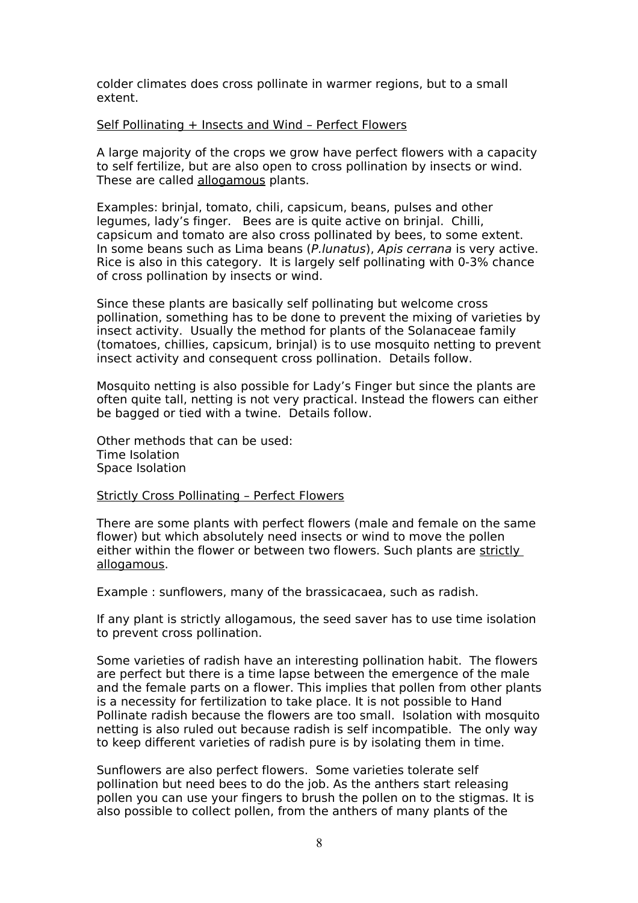colder climates does cross pollinate in warmer regions, but to a small extent.

Self Pollinating + Insects and Wind – Perfect Flowers

A large majority of the crops we grow have perfect flowers with a capacity to self fertilize, but are also open to cross pollination by insects or wind. These are called allogamous plants.

Examples: brinjal, tomato, chili, capsicum, beans, pulses and other legumes, lady's finger. Bees are is quite active on brinjal. Chilli, capsicum and tomato are also cross pollinated by bees, to some extent. In some beans such as Lima beans (*P.lunatus*), *Apis cerrana* is very active. Rice is also in this category. It is largely self pollinating with 0-3% chance of cross pollination by insects or wind.

Since these plants are basically self pollinating but welcome cross pollination, something has to be done to prevent the mixing of varieties by insect activity. Usually the method for plants of the Solanaceae family (tomatoes, chillies, capsicum, brinjal) is to use mosquito netting to prevent insect activity and consequent cross pollination. Details follow.

Mosquito netting is also possible for Lady's Finger but since the plants are often quite tall, netting is not very practical. Instead the flowers can either be bagged or tied with a twine. Details follow.

Other methods that can be used:
Time Isolation
Space Isolation

Strictly Cross Pollinating – Perfect Flowers

There are some plants with perfect flowers (male and female on the same flower) but which absolutely need insects or wind to move the pollen either within the flower or between two flowers. Such plants are strictly allogamous.

Example : sunflowers, many of the brassicacaea, such as radish.

If any plant is strictly allogamous, the seed saver has to use time isolation to prevent cross pollination.

Some varieties of radish have an interesting pollination habit. The flowers are perfect but there is a time lapse between the emergence of the male and the female parts on a flower. This implies that pollen from other plants is a necessity for fertilization to take place. It is not possible to Hand Pollinate radish because the flowers are too small. Isolation with mosquito netting is also ruled out because radish is self incompatible. The only way to keep different varieties of radish pure is by isolating them in time.

Sunflowers are also perfect flowers. Some varieties tolerate self pollination but need bees to do the job. As the anthers start releasing pollen you can use your fingers to brush the pollen on to the stigmas. It is also possible to collect pollen, from the anthers of many plants of the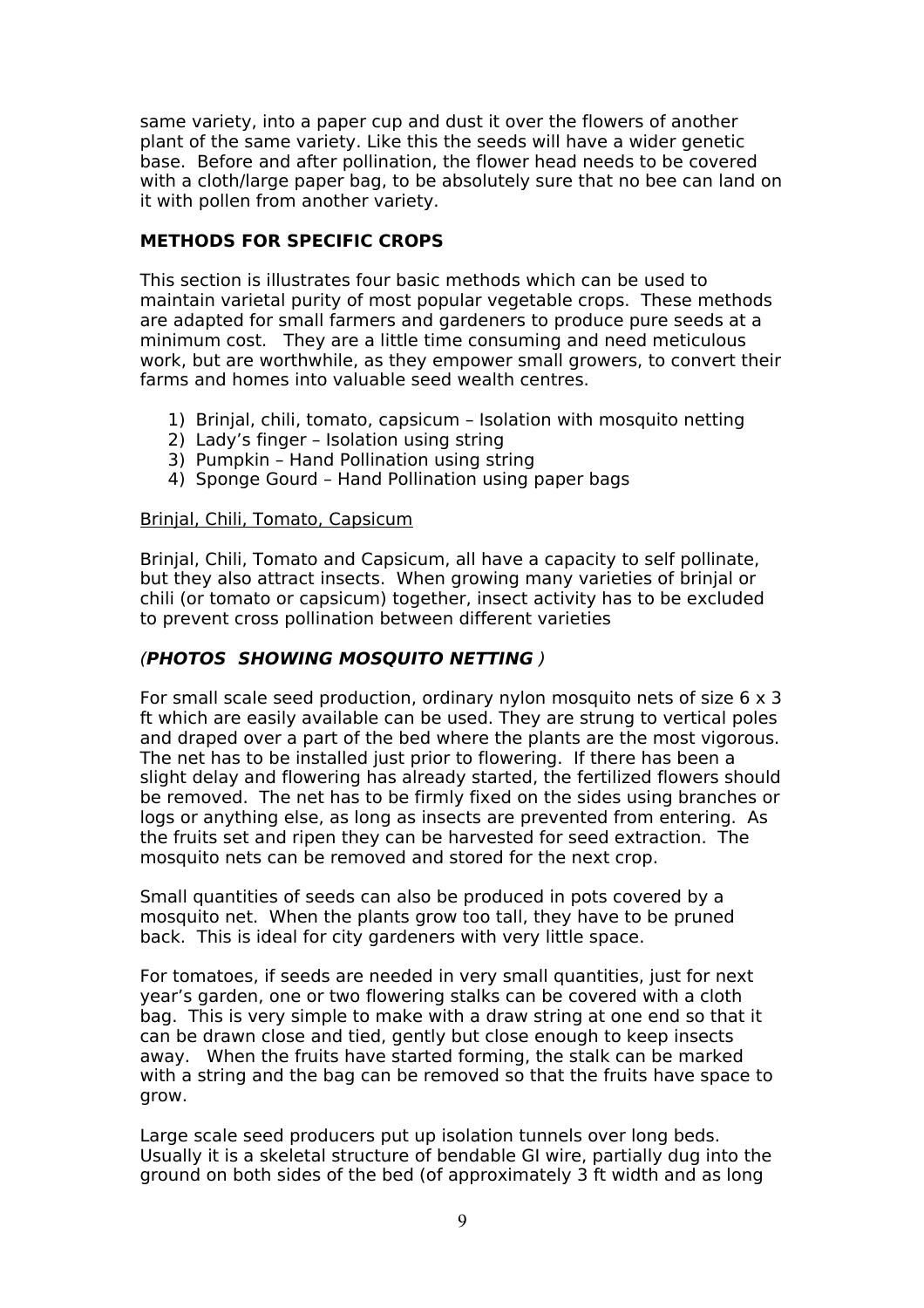same variety, into a paper cup and dust it over the flowers of another plant of the same variety. Like this the seeds will have a wider genetic base. Before and after pollination, the flower head needs to be covered with a cloth/large paper bag, to be absolutely sure that no bee can land on it with pollen from another variety.

## METHODS FOR SPECIFIC CROPS

This section is illustrates four basic methods which can be used to maintain varietal purity of most popular vegetable crops. These methods are adapted for small farmers and gardeners to produce pure seeds at a minimum cost. They are a little time consuming and need meticulous work, but are worthwhile, as they empower small growers, to convert their farms and homes into valuable seed wealth centres.

1) Brinjal, chili, tomato, capsicum – Isolation with mosquito netting
2) Lady's finger – Isolation using string
3) Pumpkin – Hand Pollination using string
4) Sponge Gourd – Hand Pollination using paper bags

<u>Brinjal, Chili, Tomato, Capsicum</u>

Brinjal, Chili, Tomato and Capsicum, all have a capacity to self pollinate, but they also attract insects. When growing many varieties of brinjal or chili (or tomato or capsicum) together, insect activity has to be excluded to prevent cross pollination between different varieties

*(**PHOTOS SHOWING MOSQUITO NETTING** )*

For small scale seed production, ordinary nylon mosquito nets of size 6 x 3 ft which are easily available can be used. They are strung to vertical poles and draped over a part of the bed where the plants are the most vigorous. The net has to be installed just prior to flowering. If there has been a slight delay and flowering has already started, the fertilized flowers should be removed. The net has to be firmly fixed on the sides using branches or logs or anything else, as long as insects are prevented from entering. As the fruits set and ripen they can be harvested for seed extraction. The mosquito nets can be removed and stored for the next crop.

Small quantities of seeds can also be produced in pots covered by a mosquito net. When the plants grow too tall, they have to be pruned back. This is ideal for city gardeners with very little space.

For tomatoes, if seeds are needed in very small quantities, just for next year's garden, one or two flowering stalks can be covered with a cloth bag. This is very simple to make with a draw string at one end so that it can be drawn close and tied, gently but close enough to keep insects away. When the fruits have started forming, the stalk can be marked with a string and the bag can be removed so that the fruits have space to grow.

Large scale seed producers put up isolation tunnels over long beds. Usually it is a skeletal structure of bendable GI wire, partially dug into the ground on both sides of the bed (of approximately 3 ft width and as long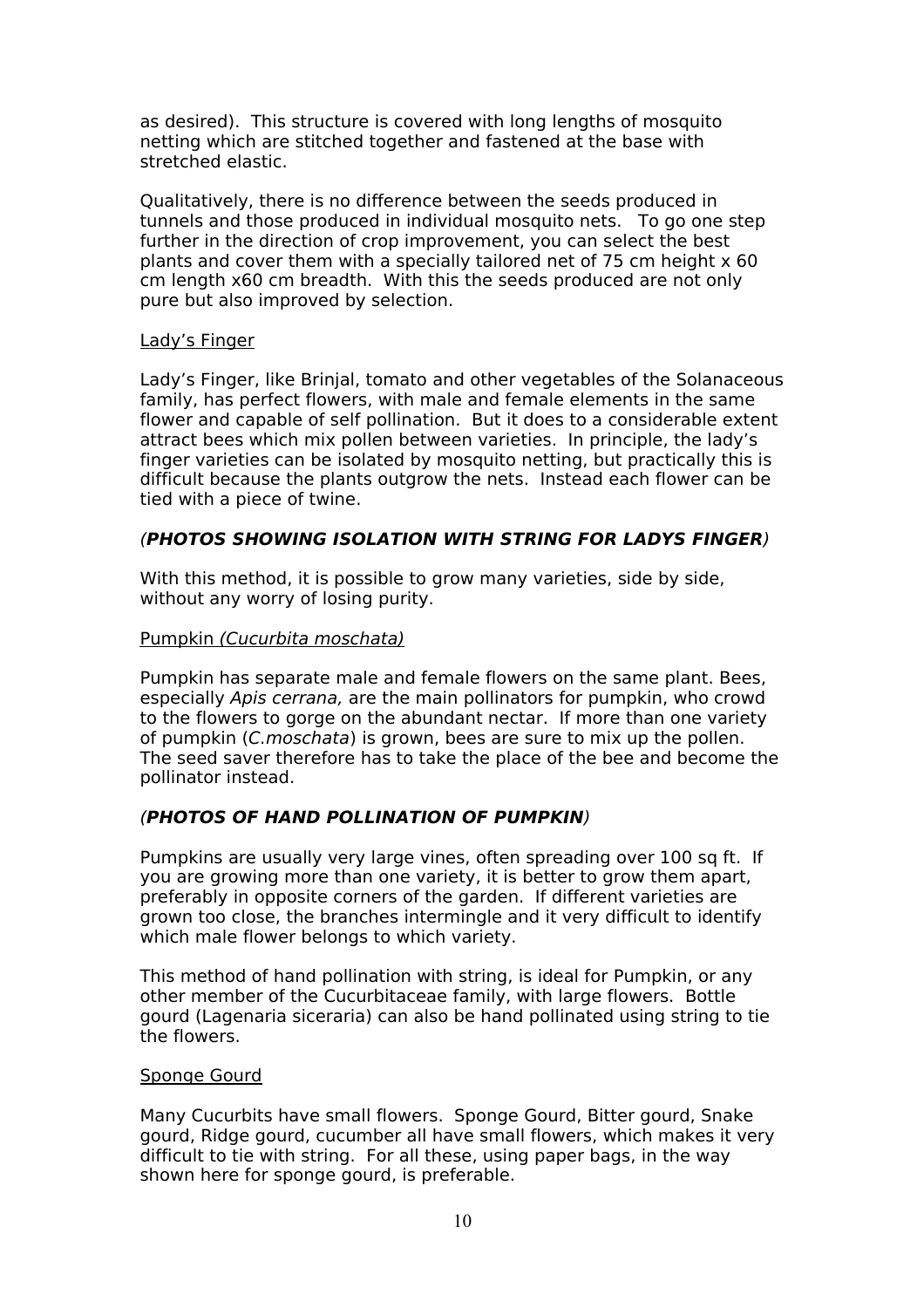as desired). This structure is covered with long lengths of mosquito netting which are stitched together and fastened at the base with stretched elastic.

Qualitatively, there is no difference between the seeds produced in tunnels and those produced in individual mosquito nets. To go one step further in the direction of crop improvement, you can select the best plants and cover them with a specially tailored net of 75 cm height x 60 cm length x60 cm breadth. With this the seeds produced are not only pure but also improved by selection.

<u>Lady's Finger</u>

Lady's Finger, like Brinjal, tomato and other vegetables of the Solanaceous family, has perfect flowers, with male and female elements in the same flower and capable of self pollination. But it does to a considerable extent attract bees which mix pollen between varieties. In principle, the lady's finger varieties can be isolated by mosquito netting, but practically this is difficult because the plants outgrow the nets. Instead each flower can be tied with a piece of twine.

*(**PHOTOS SHOWING ISOLATION WITH STRING FOR LADYS FINGER**)*

With this method, it is possible to grow many varieties, side by side, without any worry of losing purity.

<u>Pumpkin *(Cucurbita moschata)*</u>

Pumpkin has separate male and female flowers on the same plant. Bees, especially *Apis cerrana,* are the main pollinators for pumpkin, who crowd to the flowers to gorge on the abundant nectar. If more than one variety of pumpkin (*C.moschata*) is grown, bees are sure to mix up the pollen. The seed saver therefore has to take the place of the bee and become the pollinator instead.

*(**PHOTOS OF HAND POLLINATION OF PUMPKIN**)*

Pumpkins are usually very large vines, often spreading over 100 sq ft. If you are growing more than one variety, it is better to grow them apart, preferably in opposite corners of the garden. If different varieties are grown too close, the branches intermingle and it very difficult to identify which male flower belongs to which variety.

This method of hand pollination with string, is ideal for Pumpkin, or any other member of the Cucurbitaceae family, with large flowers. Bottle gourd (Lagenaria siceraria) can also be hand pollinated using string to tie the flowers.

<u>Sponge Gourd</u>

Many Cucurbits have small flowers. Sponge Gourd, Bitter gourd, Snake gourd, Ridge gourd, cucumber all have small flowers, which makes it very difficult to tie with string. For all these, using paper bags, in the way shown here for sponge gourd, is preferable.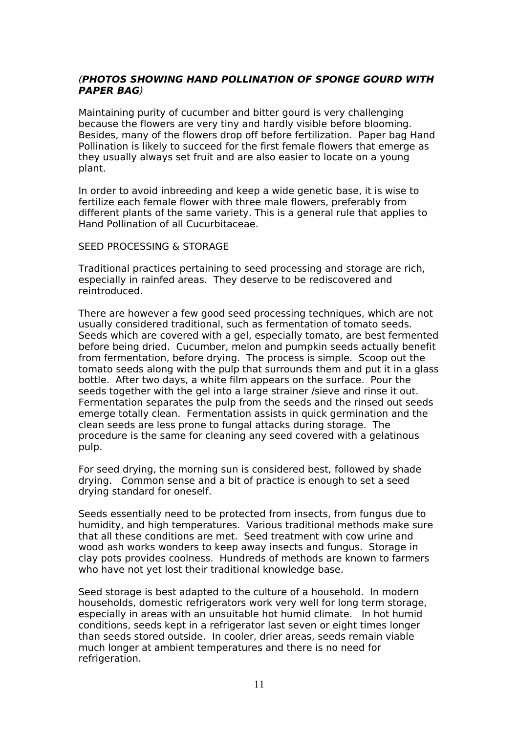***(PHOTOS SHOWING HAND POLLINATION OF SPONGE GOURD WITH PAPER BAG)***

Maintaining purity of cucumber and bitter gourd is very challenging because the flowers are very tiny and hardly visible before blooming. Besides, many of the flowers drop off before fertilization. Paper bag Hand Pollination is likely to succeed for the first female flowers that emerge as they usually always set fruit and are also easier to locate on a young plant.

In order to avoid inbreeding and keep a wide genetic base, it is wise to fertilize each female flower with three male flowers, preferably from different plants of the same variety. This is a general rule that applies to Hand Pollination of all Cucurbitaceae.

SEED PROCESSING & STORAGE

Traditional practices pertaining to seed processing and storage are rich, especially in rainfed areas. They deserve to be rediscovered and reintroduced.

There are however a few good seed processing techniques, which are not usually considered traditional, such as fermentation of tomato seeds. Seeds which are covered with a gel, especially tomato, are best fermented before being dried. Cucumber, melon and pumpkin seeds actually benefit from fermentation, before drying. The process is simple. Scoop out the tomato seeds along with the pulp that surrounds them and put it in a glass bottle. After two days, a white film appears on the surface. Pour the seeds together with the gel into a large strainer /sieve and rinse it out. Fermentation separates the pulp from the seeds and the rinsed out seeds emerge totally clean. Fermentation assists in quick germination and the clean seeds are less prone to fungal attacks during storage. The procedure is the same for cleaning any seed covered with a gelatinous pulp.

For seed drying, the morning sun is considered best, followed by shade drying. Common sense and a bit of practice is enough to set a seed drying standard for oneself.

Seeds essentially need to be protected from insects, from fungus due to humidity, and high temperatures. Various traditional methods make sure that all these conditions are met. Seed treatment with cow urine and wood ash works wonders to keep away insects and fungus. Storage in clay pots provides coolness. Hundreds of methods are known to farmers who have not yet lost their traditional knowledge base.

Seed storage is best adapted to the culture of a household. In modern households, domestic refrigerators work very well for long term storage, especially in areas with an unsuitable hot humid climate. In hot humid conditions, seeds kept in a refrigerator last seven or eight times longer than seeds stored outside. In cooler, drier areas, seeds remain viable much longer at ambient temperatures and there is no need for refrigeration.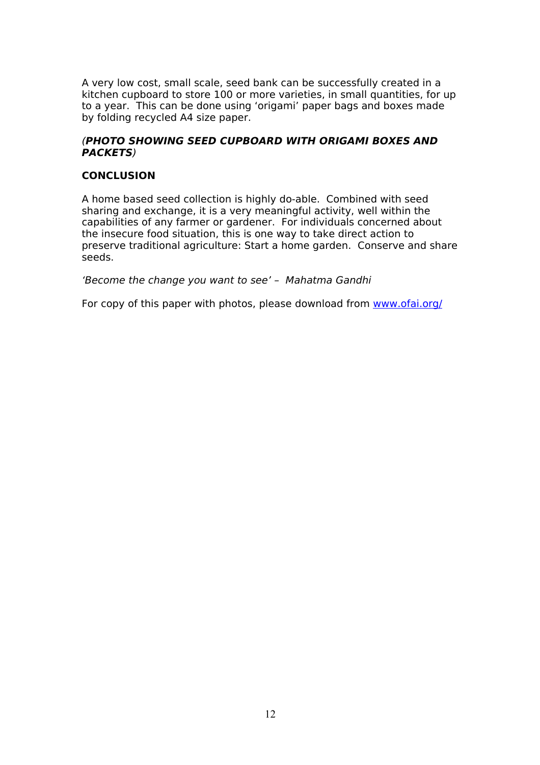A very low cost, small scale, seed bank can be successfully created in a kitchen cupboard to store 100 or more varieties, in small quantities, for up to a year. This can be done using 'origami' paper bags and boxes made by folding recycled A4 size paper.

*(**PHOTO SHOWING SEED CUPBOARD WITH ORIGAMI BOXES AND PACKETS**)*

**CONCLUSION**

A home based seed collection is highly do-able. Combined with seed sharing and exchange, it is a very meaningful activity, well within the capabilities of any farmer or gardener. For individuals concerned about the insecure food situation, this is one way to take direct action to preserve traditional agriculture: Start a home garden. Conserve and share seeds.

*'Become the change you want to see' – Mahatma Gandhi*

For copy of this paper with photos, please download from [www.ofai.org/](http://www.ofai.org/)